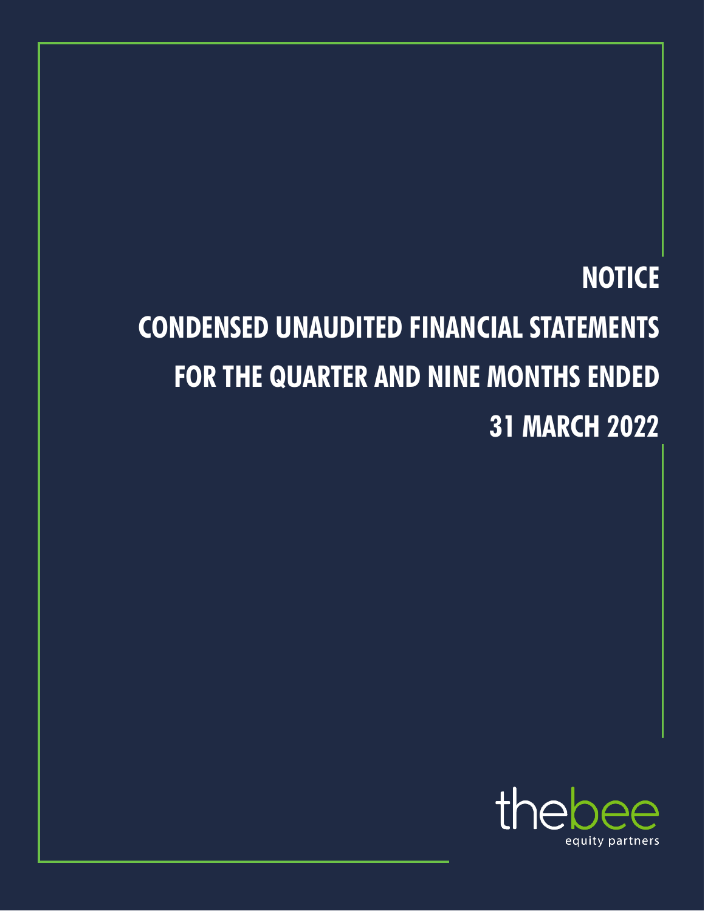# NOTICE

# CONDENSED UNAUDITED FINANCIAL STATEMENTS

# FOR THE QUARTER AND NINE MONTHS ENDED

# 31 MARCH 2022

thebee

equity partners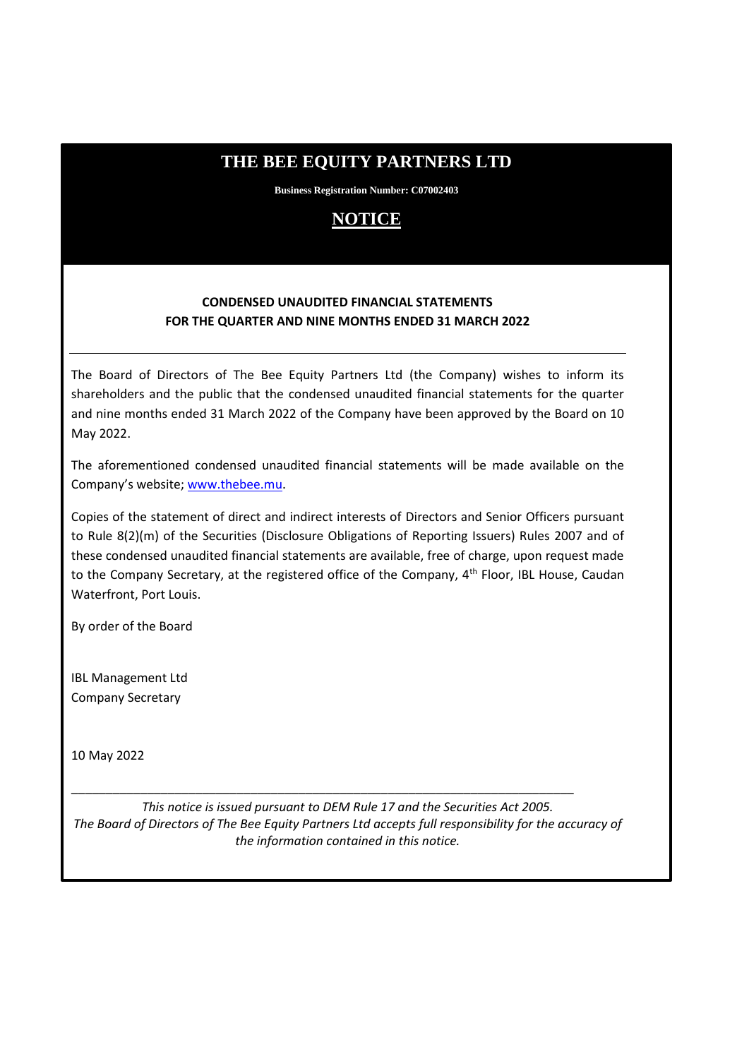# THE BEE EQUITY PARTNERS LTD

**Business Registration Number: C07002403**

## NOTICE

**CONDENSED UNAUDITED FINANCIAL STATEMENTS**
**FOR THE QUARTER AND NINE MONTHS ENDED 31 MARCH 2022**

---

The Board of Directors of The Bee Equity Partners Ltd (the Company) wishes to inform its shareholders and the public that the condensed unaudited financial statements for the quarter and nine months ended 31 March 2022 of the Company have been approved by the Board on 10 May 2022.

The aforementioned condensed unaudited financial statements will be made available on the Company's website; www.thebee.mu.

Copies of the statement of direct and indirect interests of Directors and Senior Officers pursuant to Rule 8(2)(m) of the Securities (Disclosure Obligations of Reporting Issuers) Rules 2007 and of these condensed unaudited financial statements are available, free of charge, upon request made to the Company Secretary, at the registered office of the Company, 4th Floor, IBL House, Caudan Waterfront, Port Louis.

By order of the Board

IBL Management Ltd
Company Secretary

10 May 2022

---

*This notice is issued pursuant to DEM Rule 17 and the Securities Act 2005.*
*The Board of Directors of The Bee Equity Partners Ltd accepts full responsibility for the accuracy of the information contained in this notice.*